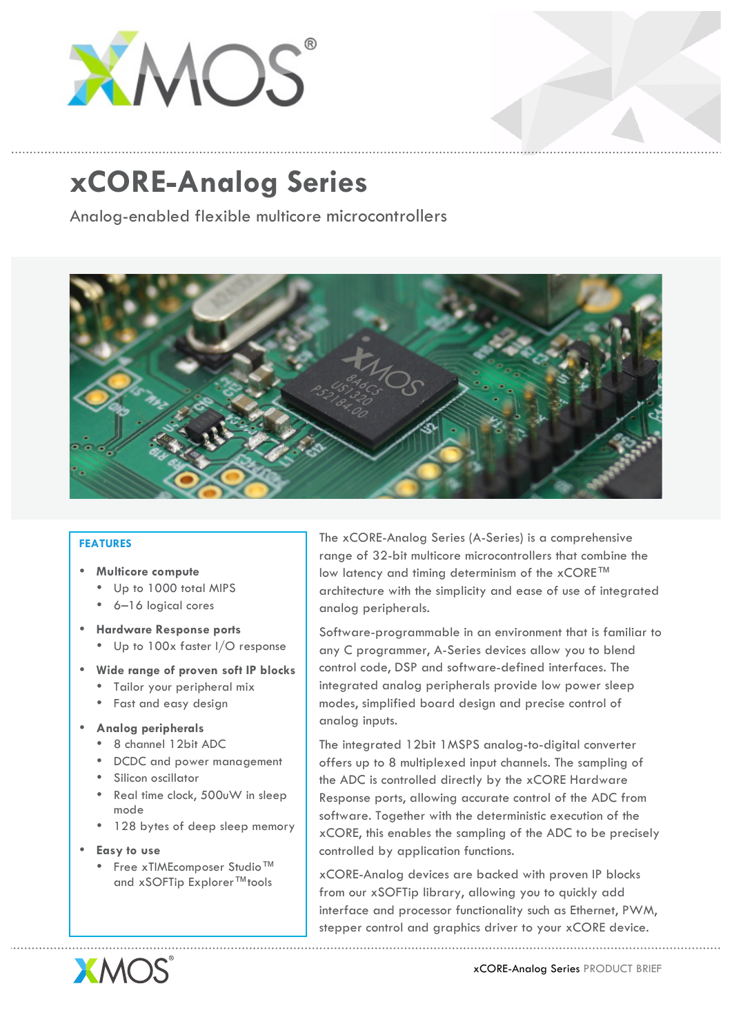# xCORE-Analog Series

Analog-enabled flexible multicore microcontrollers

## FEATURES

- **Multicore compute**
  - Up to 1000 total MIPS
  - 6–16 logical cores
- **Hardware Response ports**
  - Up to 100x faster I/O response
- **Wide range of proven soft IP blocks**
  - Tailor your peripheral mix
  - Fast and easy design
- **Analog peripherals**
  - 8 channel 12bit ADC
  - DCDC and power management
  - Silicon oscillator
  - Real time clock, 500uW in sleep mode
  - 128 bytes of deep sleep memory
- **Easy to use**
  - Free xTIMEcomposer Studio™ and xSOFTip Explorer™ tools

The xCORE-Analog Series (A-Series) is a comprehensive range of 32-bit multicore microcontrollers that combine the low latency and timing determinism of the xCORE™ architecture with the simplicity and ease of use of integrated analog peripherals.

Software-programmable in an environment that is familiar to any C programmer, A-Series devices allow you to blend control code, DSP and software-defined interfaces. The integrated analog peripherals provide low power sleep modes, simplified board design and precise control of analog inputs.

The integrated 12bit 1MSPS analog-to-digital converter offers up to 8 multiplexed input channels. The sampling of the ADC is controlled directly by the xCORE Hardware Response ports, allowing accurate control of the ADC from software. Together with the deterministic execution of the xCORE, this enables the sampling of the ADC to be precisely controlled by application functions.

xCORE-Analog devices are backed with proven IP blocks from our xSOFTip library, allowing you to quickly add interface and processor functionality such as Ethernet, PWM, stepper control and graphics driver to your xCORE device.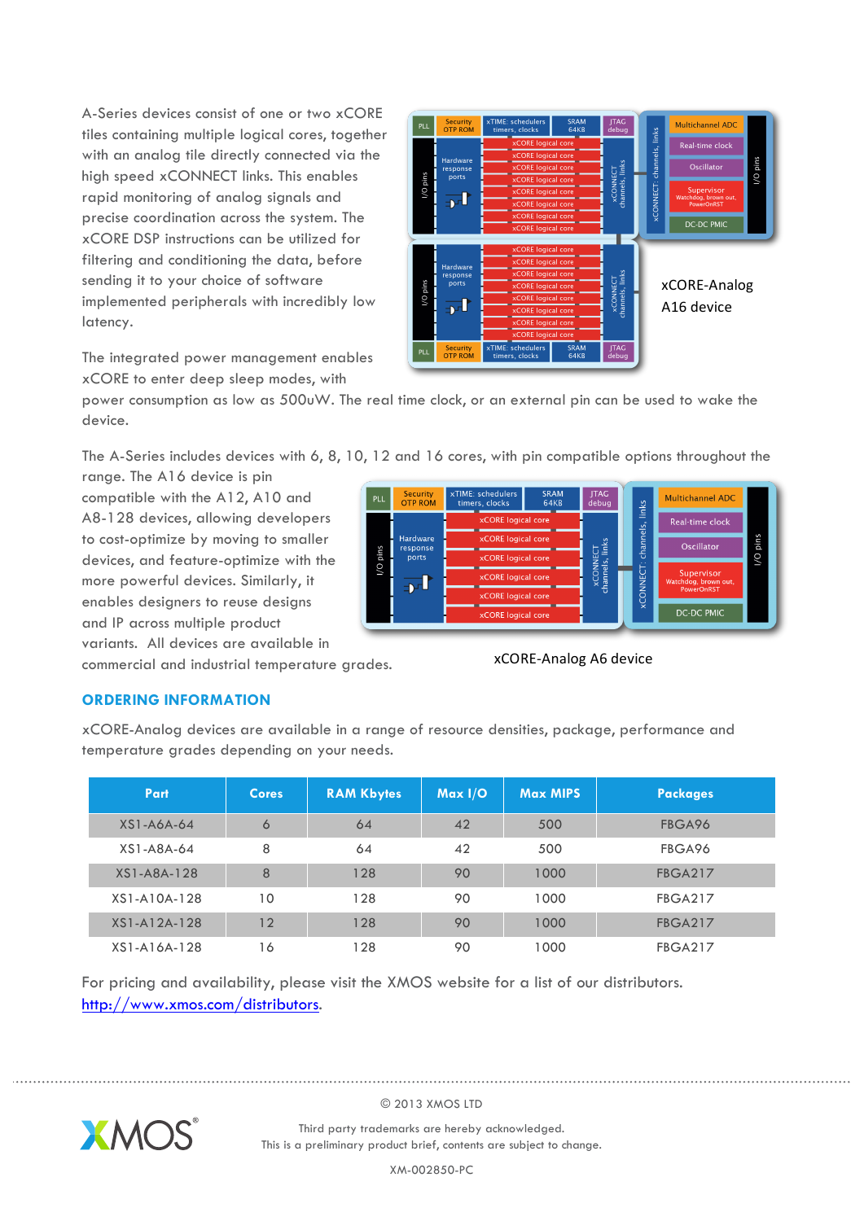A-Series devices consist of one or two xCORE tiles containing multiple logical cores, together with an analog tile directly connected via the high speed xCONNECT links. This enables rapid monitoring of analog signals and precise coordination across the system. The xCORE DSP instructions can be utilized for filtering and conditioning the data, before sending it to your choice of software implemented peripherals with incredibly low latency.

The integrated power management enables xCORE to enter deep sleep modes, with power consumption as low as 500uW. The real time clock, or an external pin can be used to wake the device.

xCORE-Analog A16 device

The A-Series includes devices with 6, 8, 10, 12 and 16 cores, with pin compatible options throughout the range. The A16 device is pin compatible with the A12, A10 and A8-128 devices, allowing developers to cost-optimize by moving to smaller devices, and feature-optimize with the more powerful devices. Similarly, it enables designers to reuse designs and IP across multiple product variants. All devices are available in commercial and industrial temperature grades.

xCORE-Analog A6 device

## ORDERING INFORMATION

xCORE-Analog devices are available in a range of resource densities, package, performance and temperature grades depending on your needs.

| Part | Cores | RAM Kbytes | Max I/O | Max MIPS | Packages |
|---|---|---|---|---|---|
| XS1-A6A-64 | 6 | 64 | 42 | 500 | FBGA96 |
| XS1-A8A-64 | 8 | 64 | 42 | 500 | FBGA96 |
| XS1-A8A-128 | 8 | 128 | 90 | 1000 | FBGA217 |
| XS1-A10A-128 | 10 | 128 | 90 | 1000 | FBGA217 |
| XS1-A12A-128 | 12 | 128 | 90 | 1000 | FBGA217 |
| XS1-A16A-128 | 16 | 128 | 90 | 1000 | FBGA217 |

For pricing and availability, please visit the XMOS website for a list of our distributors. http://www.xmos.com/distributors.

© 2013 XMOS LTD

Third party trademarks are hereby acknowledged.
This is a preliminary product brief, contents are subject to change.

XM-002850-PC